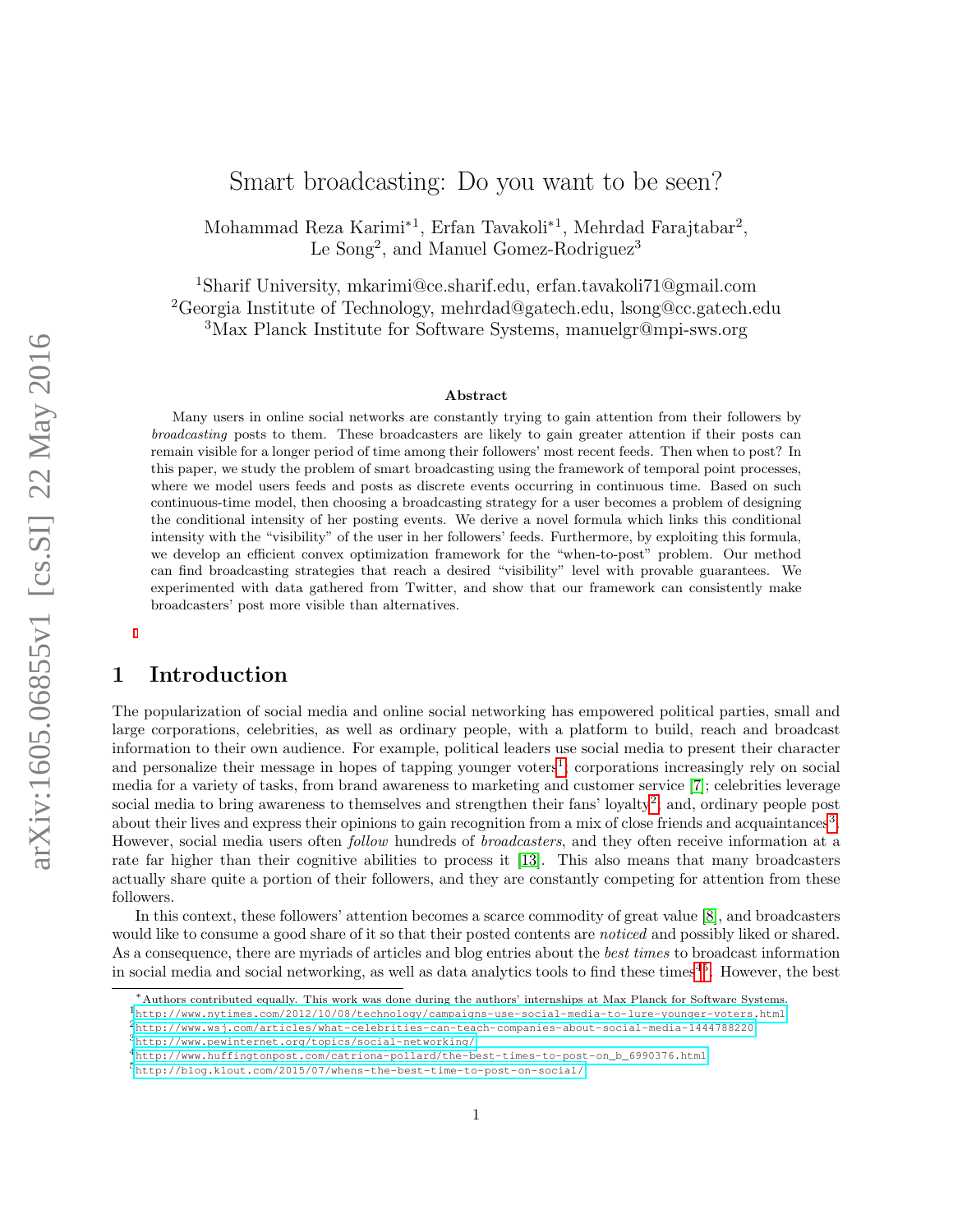# Smart broadcasting: Do you want to be seen?

Mohammad Reza Karimi[*1], Erfan Tavakoli[*1], Mehrdad Farajtabar[2], Le Song[2], and Manuel Gomez-Rodriguez[3]

[1]Sharif University, mkarimi@ce.sharif.edu, erfan.tavakoli71@gmail.com
[2]Georgia Institute of Technology, mehrdad@gatech.edu, lsong@cc.gatech.edu
[3]Max Planck Institute for Software Systems, manuelgr@mpi-sws.org

### Abstract

Many users in online social networks are constantly trying to gain attention from their followers by *broadcasting* posts to them. These broadcasters are likely to gain greater attention if their posts can remain visible for a longer period of time among their followers' most recent feeds. Then when to post? In this paper, we study the problem of smart broadcasting using the framework of temporal point processes, where we model users feeds and posts as discrete events occurring in continuous time. Based on such continuous-time model, then choosing a broadcasting strategy for a user becomes a problem of designing the conditional intensity of her posting events. We derive a novel formula which links this conditional intensity with the "visibility" of the user in her followers' feeds. Furthermore, by exploiting this formula, we develop an efficient convex optimization framework for the "when-to-post" problem. Our method can find broadcasting strategies that reach a desired "visibility" level with provable guarantees. We experimented with data gathered from Twitter, and show that our framework can consistently make broadcasters' post more visible than alternatives.

## 1 Introduction

The popularization of social media and online social networking has empowered political parties, small and large corporations, celebrities, as well as ordinary people, with a platform to build, reach and broadcast information to their own audience. For example, political leaders use social media to present their character and personalize their message in hopes of tapping younger voters[1]; corporations increasingly rely on social media for a variety of tasks, from brand awareness to marketing and customer service [7]; celebrities leverage social media to bring awareness to themselves and strengthen their fans' loyalty[2]; and, ordinary people post about their lives and express their opinions to gain recognition from a mix of close friends and acquaintances[3]. However, social media users often *follow* hundreds of *broadcasters*, and they often receive information at a rate far higher than their cognitive abilities to process it [13]. This also means that many broadcasters actually share quite a portion of their followers, and they are constantly competing for attention from these followers.

In this context, these followers' attention becomes a scarce commodity of great value [8], and broadcasters would like to consume a good share of it so that their posted contents are *noticed* and possibly liked or shared. As a consequence, there are myriads of articles and blog entries about the *best times* to broadcast information in social media and social networking, as well as data analytics tools to find these times[4,5]. However, the best

---

*Authors contributed equally. This work was done during the authors' internships at Max Planck for Software Systems.

[1] http://www.nytimes.com/2012/10/08/technology/campaigns-use-social-media-to-lure-younger-voters.html
[2] http://www.wsj.com/articles/what-celebrities-can-teach-companies-about-social-media-1444788220
[3] http://www.pewinternet.org/topics/social-networking/
[4] http://www.huffingtonpost.com/catriona-pollard/the-best-times-to-post-on_b_6990376.html
[5] http://blog.klout.com/2015/07/whens-the-best-time-to-post-on-social/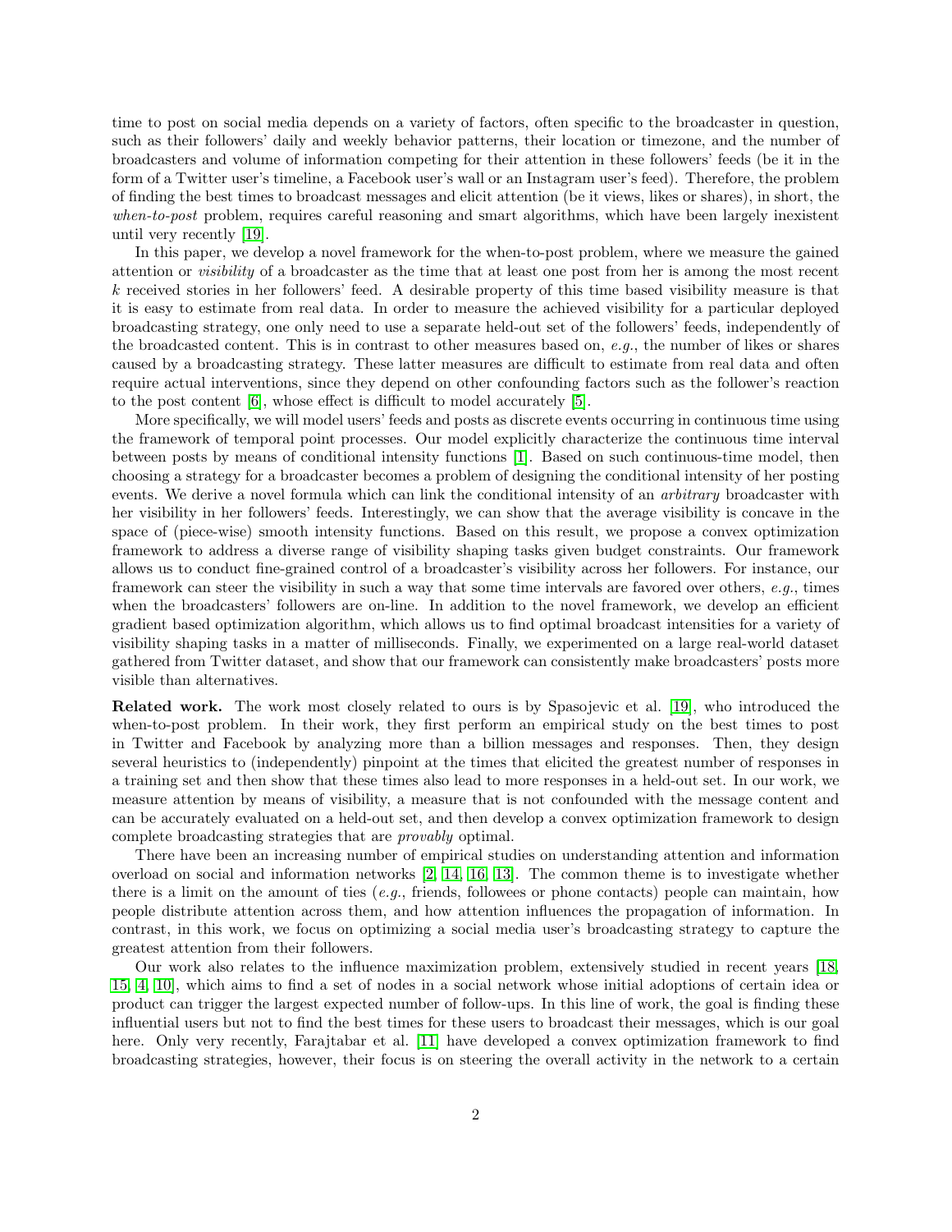time to post on social media depends on a variety of factors, often specific to the broadcaster in question, such as their followers' daily and weekly behavior patterns, their location or timezone, and the number of broadcasters and volume of information competing for their attention in these followers' feeds (be it in the form of a Twitter user's timeline, a Facebook user's wall or an Instagram user's feed). Therefore, the problem of finding the best times to broadcast messages and elicit attention (be it views, likes or shares), in short, the *when-to-post* problem, requires careful reasoning and smart algorithms, which have been largely inexistent until very recently [19].

In this paper, we develop a novel framework for the when-to-post problem, where we measure the gained attention or *visibility* of a broadcaster as the time that at least one post from her is among the most recent $k$ received stories in her followers' feed. A desirable property of this time based visibility measure is that it is easy to estimate from real data. In order to measure the achieved visibility for a particular deployed broadcasting strategy, one only need to use a separate held-out set of the followers' feeds, independently of the broadcasted content. This is in contrast to other measures based on, *e.g.*, the number of likes or shares caused by a broadcasting strategy. These latter measures are difficult to estimate from real data and often require actual interventions, since they depend on other confounding factors such as the follower's reaction to the post content [6], whose effect is difficult to model accurately [5].

More specifically, we will model users' feeds and posts as discrete events occurring in continuous time using the framework of temporal point processes. Our model explicitly characterize the continuous time interval between posts by means of conditional intensity functions [1]. Based on such continuous-time model, then choosing a strategy for a broadcaster becomes a problem of designing the conditional intensity of her posting events. We derive a novel formula which can link the conditional intensity of an *arbitrary* broadcaster with her visibility in her followers' feeds. Interestingly, we can show that the average visibility is concave in the space of (piece-wise) smooth intensity functions. Based on this result, we propose a convex optimization framework to address a diverse range of visibility shaping tasks given budget constraints. Our framework allows us to conduct fine-grained control of a broadcaster's visibility across her followers. For instance, our framework can steer the visibility in such a way that some time intervals are favored over others, *e.g.*, times when the broadcasters' followers are on-line. In addition to the novel framework, we develop an efficient gradient based optimization algorithm, which allows us to find optimal broadcast intensities for a variety of visibility shaping tasks in a matter of milliseconds. Finally, we experimented on a large real-world dataset gathered from Twitter dataset, and show that our framework can consistently make broadcasters' posts more visible than alternatives.

**Related work.** The work most closely related to ours is by Spasojevic et al. [19], who introduced the when-to-post problem. In their work, they first perform an empirical study on the best times to post in Twitter and Facebook by analyzing more than a billion messages and responses. Then, they design several heuristics to (independently) pinpoint at the times that elicited the greatest number of responses in a training set and then show that these times also lead to more responses in a held-out set. In our work, we measure attention by means of visibility, a measure that is not confounded with the message content and can be accurately evaluated on a held-out set, and then develop a convex optimization framework to design complete broadcasting strategies that are *provably* optimal.

There have been an increasing number of empirical studies on understanding attention and information overload on social and information networks [2, 14, 16, 13]. The common theme is to investigate whether there is a limit on the amount of ties (*e.g.*, friends, followees or phone contacts) people can maintain, how people distribute attention across them, and how attention influences the propagation of information. In contrast, in this work, we focus on optimizing a social media user's broadcasting strategy to capture the greatest attention from their followers.

Our work also relates to the influence maximization problem, extensively studied in recent years [18, 15, 4, 10], which aims to find a set of nodes in a social network whose initial adoptions of certain idea or product can trigger the largest expected number of follow-ups. In this line of work, the goal is finding these influential users but not to find the best times for these users to broadcast their messages, which is our goal here. Only very recently, Farajtabar et al. [11] have developed a convex optimization framework to find broadcasting strategies, however, their focus is on steering the overall activity in the network to a certain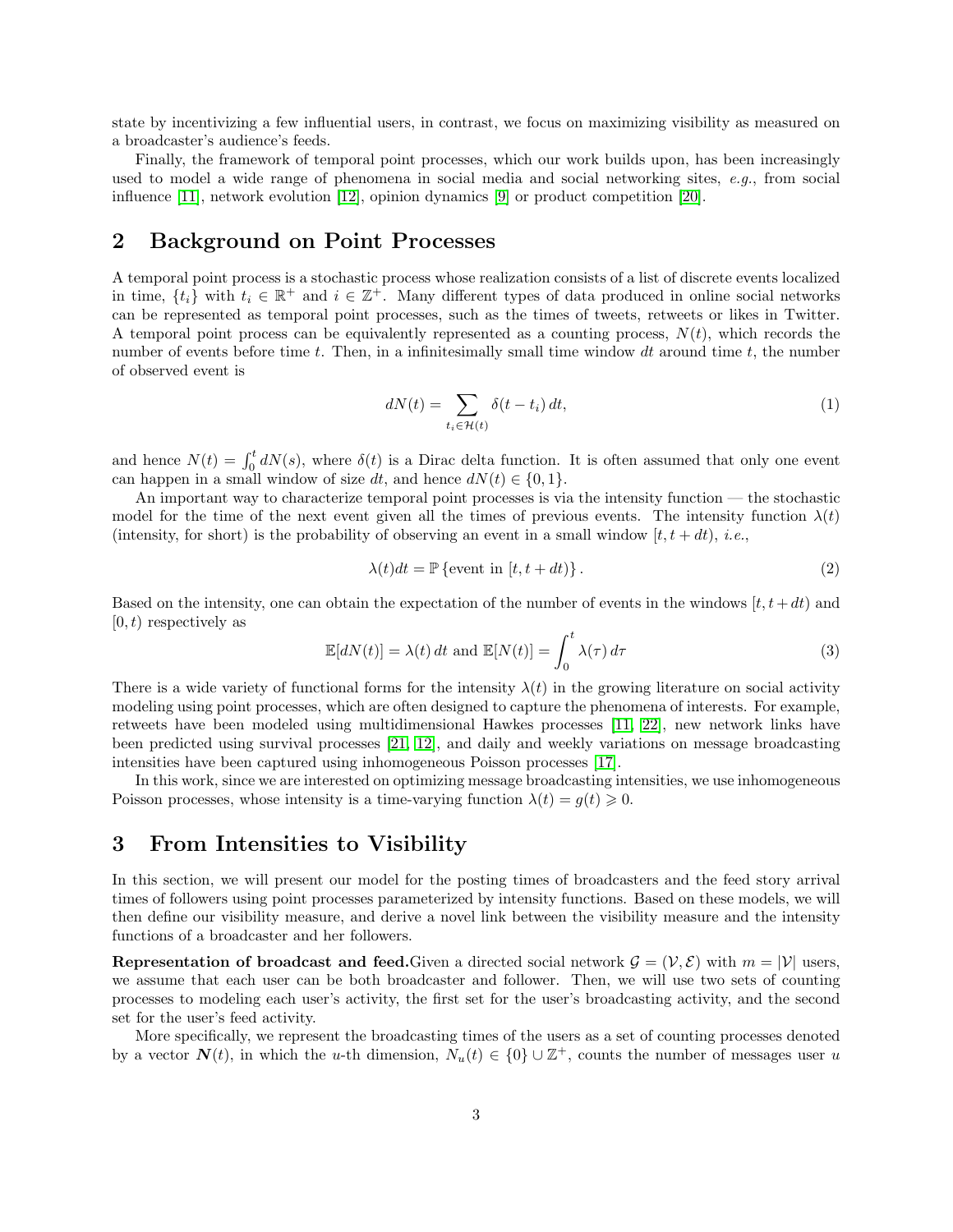state by incentivizing a few influential users, in contrast, we focus on maximizing visibility as measured on a broadcaster's audience's feeds.

Finally, the framework of temporal point processes, which our work builds upon, has been increasingly used to model a wide range of phenomena in social media and social networking sites, *e.g.*, from social influence [11], network evolution [12], opinion dynamics [9] or product competition [20].

## 2 Background on Point Processes

A temporal point process is a stochastic process whose realization consists of a list of discrete events localized in time, $\{t_i\}$ with $t_i \in \mathbb{R}^+$ and $i \in \mathbb{Z}^+$. Many different types of data produced in online social networks can be represented as temporal point processes, such as the times of tweets, retweets or likes in Twitter. A temporal point process can be equivalently represented as a counting process, $N(t)$, which records the number of events before time $t$. Then, in a infinitesimally small time window $dt$ around time $t$, the number of observed event is

$$dN(t) = \sum_{t_i \in \mathcal{H}(t)} \delta(t - t_i)\, dt, \tag{1}$$

and hence $N(t) = \int_0^t dN(s)$, where $\delta(t)$ is a Dirac delta function. It is often assumed that only one event can happen in a small window of size $dt$, and hence $dN(t) \in \{0, 1\}$.

An important way to characterize temporal point processes is via the intensity function — the stochastic model for the time of the next event given all the times of previous events. The intensity function $\lambda(t)$ (intensity, for short) is the probability of observing an event in a small window $[t, t + dt)$, *i.e.*,

$$\lambda(t)dt = \mathbb{P}\left\{\text{event in } [t, t + dt)\right\}. \tag{2}$$

Based on the intensity, one can obtain the expectation of the number of events in the windows $[t, t + dt)$ and $[0, t)$ respectively as

$$\mathbb{E}[dN(t)] = \lambda(t)\, dt \text{ and } \mathbb{E}[N(t)] = \int_0^t \lambda(\tau)\, d\tau \tag{3}$$

There is a wide variety of functional forms for the intensity $\lambda(t)$ in the growing literature on social activity modeling using point processes, which are often designed to capture the phenomena of interests. For example, retweets have been modeled using multidimensional Hawkes processes [11, 22], new network links have been predicted using survival processes [21, 12], and daily and weekly variations on message broadcasting intensities have been captured using inhomogeneous Poisson processes [17].

In this work, since we are interested on optimizing message broadcasting intensities, we use inhomogeneous Poisson processes, whose intensity is a time-varying function $\lambda(t) = g(t) \geqslant 0$.

## 3 From Intensities to Visibility

In this section, we will present our model for the posting times of broadcasters and the feed story arrival times of followers using point processes parameterized by intensity functions. Based on these models, we will then define our visibility measure, and derive a novel link between the visibility measure and the intensity functions of a broadcaster and her followers.

**Representation of broadcast and feed.**Given a directed social network $\mathcal{G} = (\mathcal{V}, \mathcal{E})$ with $m = |\mathcal{V}|$ users, we assume that each user can be both broadcaster and follower. Then, we will use two sets of counting processes to modeling each user's activity, the first set for the user's broadcasting activity, and the second set for the user's feed activity.

More specifically, we represent the broadcasting times of the users as a set of counting processes denoted by a vector $\boldsymbol{N}(t)$, in which the $u$-th dimension, $N_u(t) \in \{0\} \cup \mathbb{Z}^+$, counts the number of messages user $u$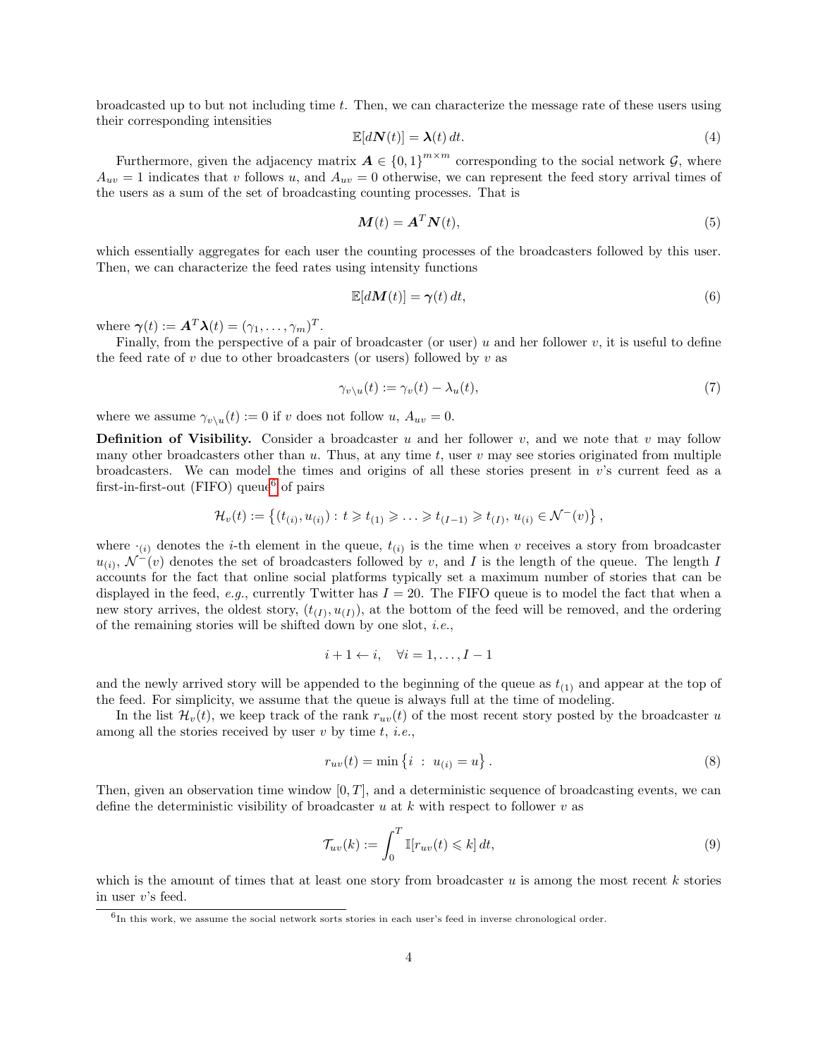broadcasted up to but not including time $t$. Then, we can characterize the message rate of these users using their corresponding intensities

$$\mathbb{E}[d\boldsymbol{N}(t)] = \boldsymbol{\lambda}(t)\, dt. \tag{4}$$

Furthermore, given the adjacency matrix $\boldsymbol{A} \in \{0,1\}^{m\times m}$ corresponding to the social network $\mathcal{G}$, where $A_{uv} = 1$ indicates that $v$ follows $u$, and $A_{uv} = 0$ otherwise, we can represent the feed story arrival times of the users as a sum of the set of broadcasting counting processes. That is

$$\boldsymbol{M}(t) = \boldsymbol{A}^T \boldsymbol{N}(t), \tag{5}$$

which essentially aggregates for each user the counting processes of the broadcasters followed by this user. Then, we can characterize the feed rates using intensity functions

$$\mathbb{E}[d\boldsymbol{M}(t)] = \boldsymbol{\gamma}(t)\, dt, \tag{6}$$

where $\boldsymbol{\gamma}(t) := \boldsymbol{A}^T \boldsymbol{\lambda}(t) = (\gamma_1, \ldots, \gamma_m)^T$.

Finally, from the perspective of a pair of broadcaster (or user) $u$ and her follower $v$, it is useful to define the feed rate of $v$ due to other broadcasters (or users) followed by $v$ as

$$\gamma_{v\setminus u}(t) := \gamma_v(t) - \lambda_u(t), \tag{7}$$

where we assume $\gamma_{v\setminus u}(t) := 0$ if $v$ does not follow $u$, $A_{uv} = 0$.

**Definition of Visibility.** Consider a broadcaster $u$ and her follower $v$, and we note that $v$ may follow many other broadcasters other than $u$. Thus, at any time $t$, user $v$ may see stories originated from multiple broadcasters. We can model the times and origins of all these stories present in $v$'s current feed as a first-in-first-out (FIFO) queue[6] of pairs

$$\mathcal{H}_v(t) := \left\{ (t_{(i)}, u_{(i)}) : t \geqslant t_{(1)} \geqslant \ldots \geqslant t_{(I-1)} \geqslant t_{(I)},\, u_{(i)} \in \mathcal{N}^-(v) \right\},$$

where $\cdot_{(i)}$ denotes the $i$-th element in the queue, $t_{(i)}$ is the time when $v$ receives a story from broadcaster $u_{(i)}$, $\mathcal{N}^-(v)$ denotes the set of broadcasters followed by $v$, and $I$ is the length of the queue. The length $I$ accounts for the fact that online social platforms typically set a maximum number of stories that can be displayed in the feed, *e.g.*, currently Twitter has $I = 20$. The FIFO queue is to model the fact that when a new story arrives, the oldest story, $(t_{(I)}, u_{(I)})$, at the bottom of the feed will be removed, and the ordering of the remaining stories will be shifted down by one slot, *i.e.*,

$$i + 1 \leftarrow i, \quad \forall i = 1, \ldots, I-1$$

and the newly arrived story will be appended to the beginning of the queue as $t_{(1)}$ and appear at the top of the feed. For simplicity, we assume that the queue is always full at the time of modeling.

In the list $\mathcal{H}_v(t)$, we keep track of the rank $r_{uv}(t)$ of the most recent story posted by the broadcaster $u$ among all the stories received by user $v$ by time $t$, *i.e.*,

$$r_{uv}(t) = \min\left\{ i \;:\; u_{(i)} = u \right\}. \tag{8}$$

Then, given an observation time window $[0, T]$, and a deterministic sequence of broadcasting events, we can define the deterministic visibility of broadcaster $u$ at $k$ with respect to follower $v$ as

$$\mathcal{T}_{uv}(k) := \int_0^T \mathbb{I}[r_{uv}(t) \leqslant k]\, dt, \tag{9}$$

which is the amount of times that at least one story from broadcaster $u$ is among the most recent $k$ stories in user $v$'s feed.

[6] In this work, we assume the social network sorts stories in each user's feed in inverse chronological order.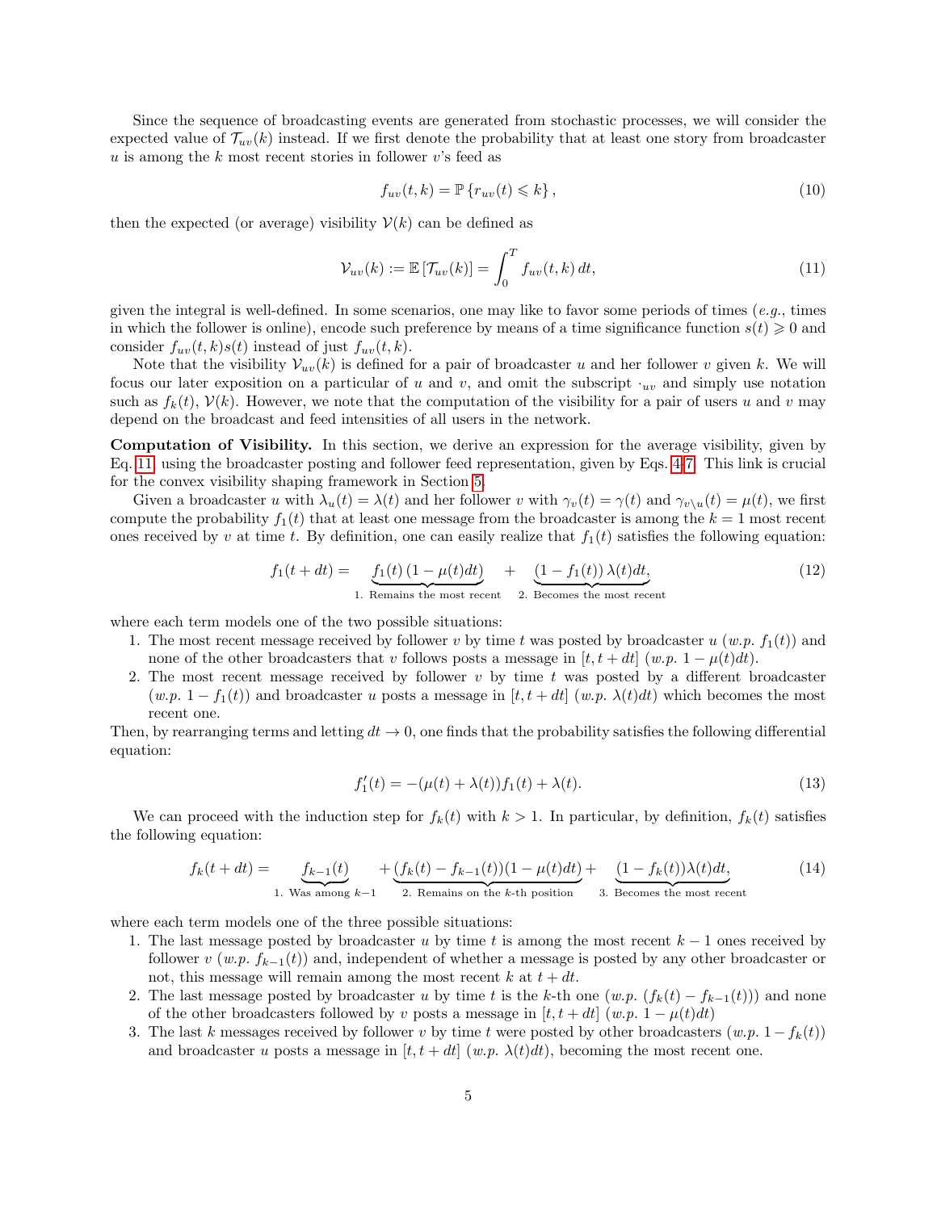Since the sequence of broadcasting events are generated from stochastic processes, we will consider the expected value of $\mathcal{T}_{uv}(k)$ instead. If we first denote the probability that at least one story from broadcaster $u$ is among the $k$ most recent stories in follower $v$'s feed as

$$f_{uv}(t,k) = \mathbb{P}\left\{ r_{uv}(t) \leqslant k \right\}, \tag{10}$$

then the expected (or average) visibility $\mathcal{V}(k)$ can be defined as

$$\mathcal{V}_{uv}(k) := \mathbb{E}\left[\mathcal{T}_{uv}(k)\right] = \int_0^T f_{uv}(t,k)\, dt, \tag{11}$$

given the integral is well-defined. In some scenarios, one may like to favor some periods of times (*e.g.*, times in which the follower is online), encode such preference by means of a time significance function $s(t) \geqslant 0$ and consider $f_{uv}(t,k)s(t)$ instead of just $f_{uv}(t,k)$.

Note that the visibility $\mathcal{V}_{uv}(k)$ is defined for a pair of broadcaster $u$ and her follower $v$ given $k$. We will focus our later exposition on a particular of $u$ and $v$, and omit the subscript $\cdot_{uv}$ and simply use notation such as $f_k(t)$, $\mathcal{V}(k)$. However, we note that the computation of the visibility for a pair of users $u$ and $v$ may depend on the broadcast and feed intensities of all users in the network.

**Computation of Visibility.** In this section, we derive an expression for the average visibility, given by Eq. 11, using the broadcaster posting and follower feed representation, given by Eqs. 4-7. This link is crucial for the convex visibility shaping framework in Section 5.

Given a broadcaster $u$ with $\lambda_u(t) = \lambda(t)$ and her follower $v$ with $\gamma_v(t) = \gamma(t)$ and $\gamma_{v\setminus u}(t) = \mu(t)$, we first compute the probability $f_1(t)$ that at least one message from the broadcaster is among the $k=1$ most recent ones received by $v$ at time $t$. By definition, one can easily realize that $f_1(t)$ satisfies the following equation:

$$f_1(t+dt) = \underbrace{f_1(t)\,(1-\mu(t)dt)}_{\text{1. Remains the most recent}} + \underbrace{(1-f_1(t))\,\lambda(t)dt}_{\text{2. Becomes the most recent}}, \tag{12}$$

where each term models one of the two possible situations:

1. The most recent message received by follower $v$ by time $t$ was posted by broadcaster $u$ (*w.p.* $f_1(t)$) and none of the other broadcasters that $v$ follows posts a message in $[t, t+dt]$ (*w.p.* $1-\mu(t)dt$).
2. The most recent message received by follower $v$ by time $t$ was posted by a different broadcaster (*w.p.* $1-f_1(t)$) and broadcaster $u$ posts a message in $[t, t+dt]$ (*w.p.* $\lambda(t)dt$) which becomes the most recent one.

Then, by rearranging terms and letting $dt \to 0$, one finds that the probability satisfies the following differential equation:

$$f_1'(t) = -(\mu(t)+\lambda(t))f_1(t) + \lambda(t). \tag{13}$$

We can proceed with the induction step for $f_k(t)$ with $k > 1$. In particular, by definition, $f_k(t)$ satisfies the following equation:

$$f_k(t+dt) = \underbrace{f_{k-1}(t)}_{\text{1. Was among } k-1} + \underbrace{(f_k(t)-f_{k-1}(t))(1-\mu(t)dt)}_{\text{2. Remains on the } k\text{-th position}} + \underbrace{(1-f_k(t))\lambda(t)dt}_{\text{3. Becomes the most recent}}, \tag{14}$$

where each term models one of the three possible situations:

1. The last message posted by broadcaster $u$ by time $t$ is among the most recent $k-1$ ones received by follower $v$ (*w.p.* $f_{k-1}(t)$) and, independent of whether a message is posted by any other broadcaster or not, this message will remain among the most recent $k$ at $t+dt$.
2. The last message posted by broadcaster $u$ by time $t$ is the $k$-th one (*w.p.* $(f_k(t)-f_{k-1}(t))$) and none of the other broadcasters followed by $v$ posts a message in $[t, t+dt]$ (*w.p.* $1-\mu(t)dt$)
3. The last $k$ messages received by follower $v$ by time $t$ were posted by other broadcasters (*w.p.* $1-f_k(t)$) and broadcaster $u$ posts a message in $[t, t+dt]$ (*w.p.* $\lambda(t)dt$), becoming the most recent one.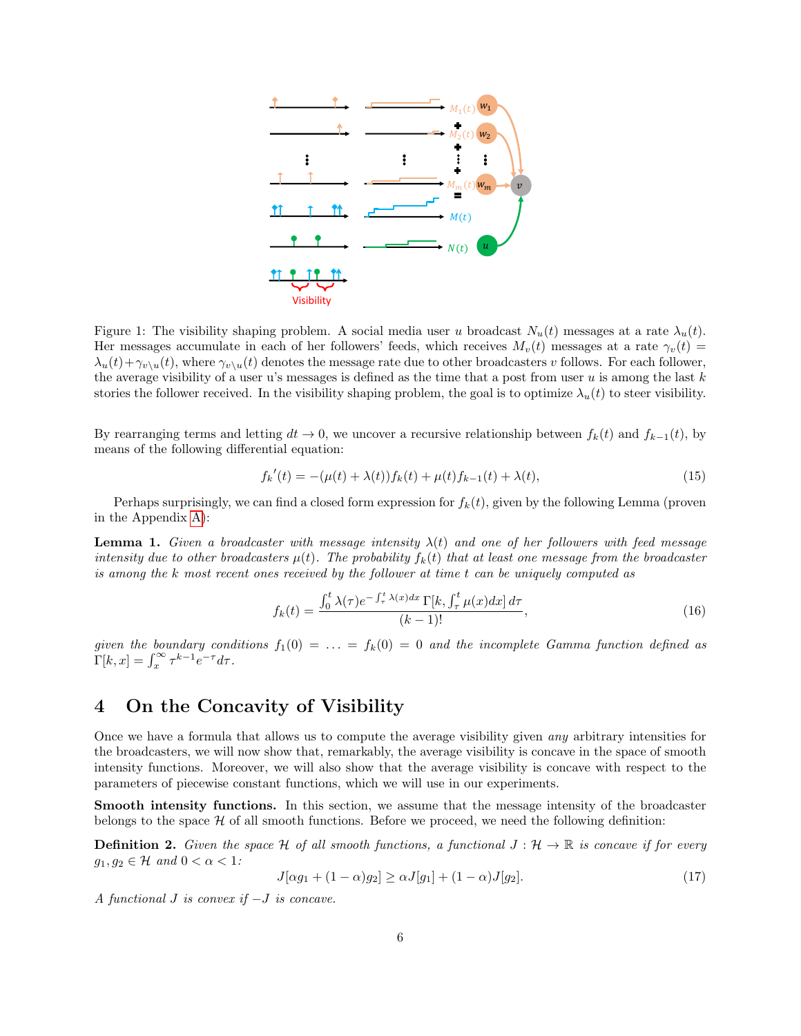Figure 1: The visibility shaping problem. A social media user $u$ broadcast $N_u(t)$ messages at a rate $\lambda_u(t)$. Her messages accumulate in each of her followers' feeds, which receives $M_v(t)$ messages at a rate $\gamma_v(t) = \lambda_u(t)+\gamma_{v\setminus u}(t)$, where $\gamma_{v\setminus u}(t)$ denotes the message rate due to other broadcasters $v$ follows. For each follower, the average visibility of a user u's messages is defined as the time that a post from user $u$ is among the last $k$ stories the follower received. In the visibility shaping problem, the goal is to optimize $\lambda_u(t)$ to steer visibility.

By rearranging terms and letting $dt \to 0$, we uncover a recursive relationship between $f_k(t)$ and $f_{k-1}(t)$, by means of the following differential equation:

$$f_k{}'(t) = -(\mu(t) + \lambda(t))f_k(t) + \mu(t)f_{k-1}(t) + \lambda(t), \tag{15}$$

Perhaps surprisingly, we can find a closed form expression for $f_k(t)$, given by the following Lemma (proven in the Appendix A):

**Lemma 1.** *Given a broadcaster with message intensity $\lambda(t)$ and one of her followers with feed message intensity due to other broadcasters $\mu(t)$. The probability $f_k(t)$ that at least one message from the broadcaster is among the $k$ most recent ones received by the follower at time $t$ can be uniquely computed as*

$$f_k(t) = \frac{\int_0^t \lambda(\tau) e^{-\int_\tau^t \lambda(x)dx}\, \Gamma[k, \int_\tau^t \mu(x)dx]\, d\tau}{(k-1)!}, \tag{16}$$

*given the boundary conditions $f_1(0) = \ldots = f_k(0) = 0$ and the incomplete Gamma function defined as $\Gamma[k,x] = \int_x^\infty \tau^{k-1} e^{-\tau} d\tau$.*

## 4 On the Concavity of Visibility

Once we have a formula that allows us to compute the average visibility given *any* arbitrary intensities for the broadcasters, we will now show that, remarkably, the average visibility is concave in the space of smooth intensity functions. Moreover, we will also show that the average visibility is concave with respect to the parameters of piecewise constant functions, which we will use in our experiments.

**Smooth intensity functions.** In this section, we assume that the message intensity of the broadcaster belongs to the space $\mathcal{H}$ of all smooth functions. Before we proceed, we need the following definition:

**Definition 2.** *Given the space $\mathcal{H}$ of all smooth functions, a functional $J : \mathcal{H} \to \mathbb{R}$ is concave if for every $g_1, g_2 \in \mathcal{H}$ and $0 < \alpha < 1$:*

$$J[\alpha g_1 + (1-\alpha) g_2] \geq \alpha J[g_1] + (1-\alpha) J[g_2]. \tag{17}$$

*A functional $J$ is convex if $-J$ is concave.*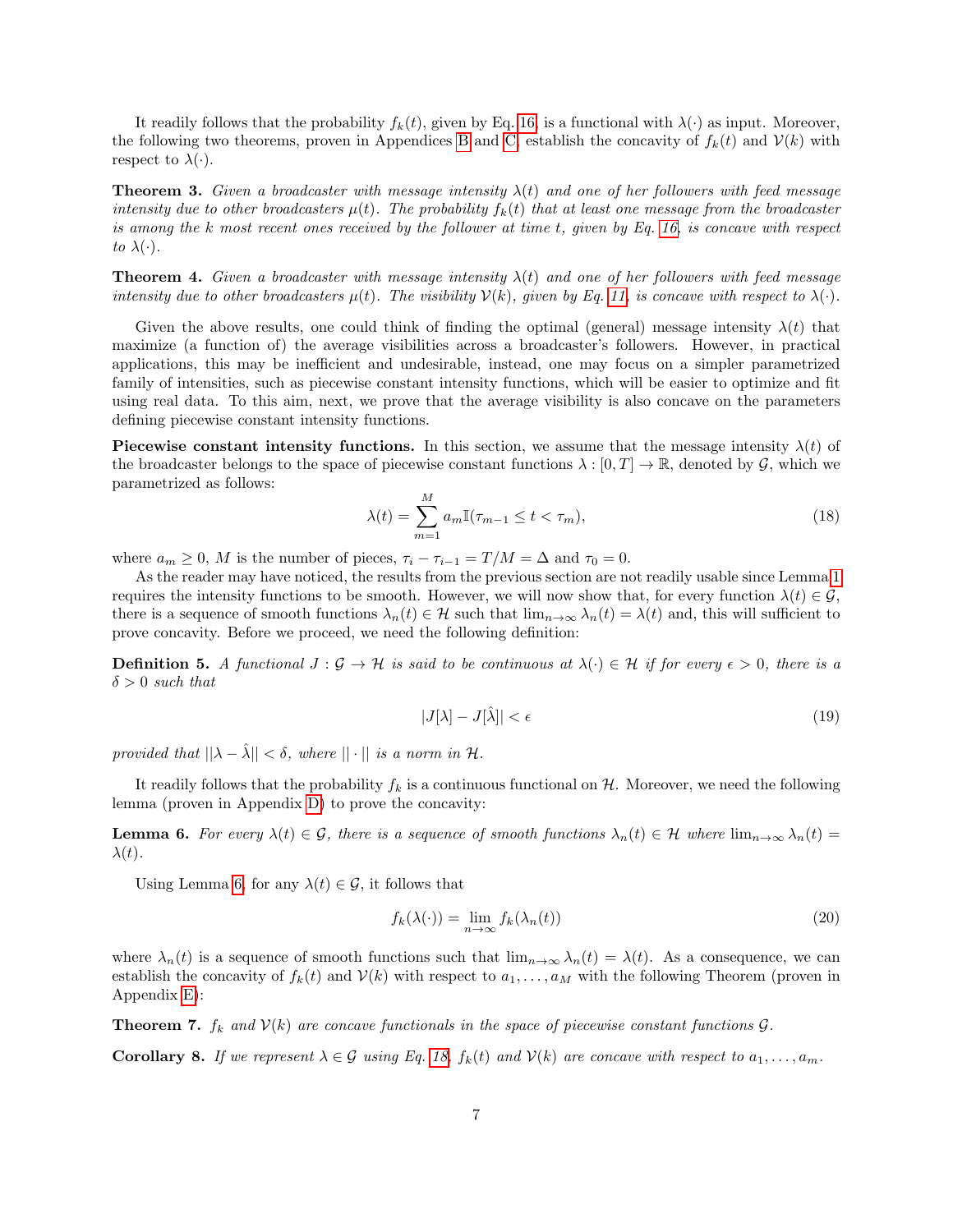It readily follows that the probability $f_k(t)$, given by Eq. 16, is a functional with $\lambda(\cdot)$ as input. Moreover, the following two theorems, proven in Appendices B and C, establish the concavity of $f_k(t)$ and $\mathcal{V}(k)$ with respect to $\lambda(\cdot)$.

**Theorem 3.** *Given a broadcaster with message intensity $\lambda(t)$ and one of her followers with feed message intensity due to other broadcasters $\mu(t)$. The probability $f_k(t)$ that at least one message from the broadcaster is among the $k$ most recent ones received by the follower at time $t$, given by Eq. 16, is concave with respect to $\lambda(\cdot)$.*

**Theorem 4.** *Given a broadcaster with message intensity $\lambda(t)$ and one of her followers with feed message intensity due to other broadcasters $\mu(t)$. The visibility $\mathcal{V}(k)$, given by Eq. 11, is concave with respect to $\lambda(\cdot)$.*

Given the above results, one could think of finding the optimal (general) message intensity $\lambda(t)$ that maximize (a function of) the average visibilities across a broadcaster's followers. However, in practical applications, this may be inefficient and undesirable, instead, one may focus on a simpler parametrized family of intensities, such as piecewise constant intensity functions, which will be easier to optimize and fit using real data. To this aim, next, we prove that the average visibility is also concave on the parameters defining piecewise constant intensity functions.

**Piecewise constant intensity functions.** In this section, we assume that the message intensity $\lambda(t)$ of the broadcaster belongs to the space of piecewise constant functions $\lambda : [0, T] \to \mathbb{R}$, denoted by $\mathcal{G}$, which we parametrized as follows:

$$\lambda(t) = \sum_{m=1}^{M} a_m \mathbb{I}(\tau_{m-1} \leq t < \tau_m), \tag{18}$$

where $a_m \geq 0$, $M$ is the number of pieces, $\tau_i - \tau_{i-1} = T/M = \Delta$ and $\tau_0 = 0$.

As the reader may have noticed, the results from the previous section are not readily usable since Lemma 1 requires the intensity functions to be smooth. However, we will now show that, for every function $\lambda(t) \in \mathcal{G}$, there is a sequence of smooth functions $\lambda_n(t) \in \mathcal{H}$ such that $\lim_{n\to\infty} \lambda_n(t) = \lambda(t)$ and, this will sufficient to prove concavity. Before we proceed, we need the following definition:

**Definition 5.** *A functional $J : \mathcal{G} \to \mathcal{H}$ is said to be continuous at $\lambda(\cdot) \in \mathcal{H}$ if for every $\epsilon > 0$, there is a $\delta > 0$ such that*

$$|J[\lambda] - J[\hat{\lambda}]| < \epsilon \tag{19}$$

*provided that $||\lambda - \hat{\lambda}|| < \delta$, where $|| \cdot ||$ is a norm in $\mathcal{H}$.*

It readily follows that the probability $f_k$ is a continuous functional on $\mathcal{H}$. Moreover, we need the following lemma (proven in Appendix D) to prove the concavity:

**Lemma 6.** *For every $\lambda(t) \in \mathcal{G}$, there is a sequence of smooth functions $\lambda_n(t) \in \mathcal{H}$ where $\lim_{n\to\infty} \lambda_n(t) = \lambda(t)$.*

Using Lemma 6, for any $\lambda(t) \in \mathcal{G}$, it follows that

$$f_k(\lambda(\cdot)) = \lim_{n\to\infty} f_k(\lambda_n(t)) \tag{20}$$

where $\lambda_n(t)$ is a sequence of smooth functions such that $\lim_{n\to\infty} \lambda_n(t) = \lambda(t)$. As a consequence, we can establish the concavity of $f_k(t)$ and $\mathcal{V}(k)$ with respect to $a_1, \ldots, a_M$ with the following Theorem (proven in Appendix E):

**Theorem 7.** *$f_k$ and $\mathcal{V}(k)$ are concave functionals in the space of piecewise constant functions $\mathcal{G}$.*

**Corollary 8.** *If we represent $\lambda \in \mathcal{G}$ using Eq. 18, $f_k(t)$ and $\mathcal{V}(k)$ are concave with respect to $a_1, \ldots, a_m$.*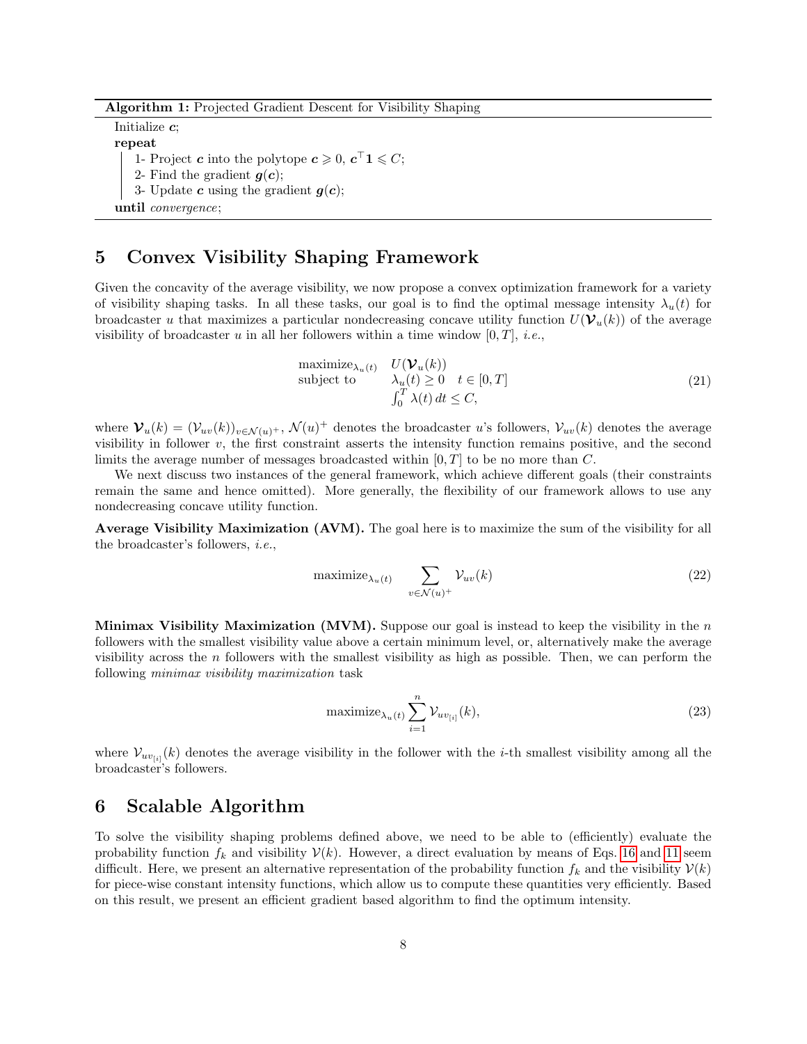**Algorithm 1:** Projected Gradient Descent for Visibility Shaping

```
Initialize c;
repeat
    1- Project c into the polytope c ⩾ 0, c^⊤1 ⩽ C;
    2- Find the gradient g(c);
    3- Update c using the gradient g(c);
until convergence;
```

## 5 Convex Visibility Shaping Framework

Given the concavity of the average visibility, we now propose a convex optimization framework for a variety of visibility shaping tasks. In all these tasks, our goal is to find the optimal message intensity $\lambda_u(t)$ for broadcaster $u$ that maximizes a particular nondecreasing concave utility function $U(\boldsymbol{\mathcal{V}}_u(k))$ of the average visibility of broadcaster $u$ in all her followers within a time window $[0, T]$, *i.e.*,

$$
\begin{array}{ll}
\text{maximize}_{\lambda_u(t)} & U(\boldsymbol{\mathcal{V}}_u(k)) \\
\text{subject to} & \lambda_u(t) \geq 0 \quad t \in [0, T] \\
& \int_0^T \lambda(t)\, dt \leq C,
\end{array}
\tag{21}
$$

where $\boldsymbol{\mathcal{V}}_u(k) = (\mathcal{V}_{uv}(k))_{v \in \mathcal{N}(u)^+}$, $\mathcal{N}(u)^+$ denotes the broadcaster $u$'s followers, $\mathcal{V}_{uv}(k)$ denotes the average visibility in follower $v$, the first constraint asserts the intensity function remains positive, and the second limits the average number of messages broadcasted within $[0, T]$ to be no more than $C$.

We next discuss two instances of the general framework, which achieve different goals (their constraints remain the same and hence omitted). More generally, the flexibility of our framework allows to use any nondecreasing concave utility function.

**Average Visibility Maximization (AVM).** The goal here is to maximize the sum of the visibility for all the broadcaster's followers, *i.e.*,

$$
\text{maximize}_{\lambda_u(t)} \quad \sum_{v \in \mathcal{N}(u)^+} \mathcal{V}_{uv}(k) \tag{22}
$$

**Minimax Visibility Maximization (MVM).** Suppose our goal is instead to keep the visibility in the $n$ followers with the smallest visibility value above a certain minimum level, or, alternatively make the average visibility across the $n$ followers with the smallest visibility as high as possible. Then, we can perform the following *minimax visibility maximization* task

$$
\text{maximize}_{\lambda_u(t)} \sum_{i=1}^{n} \mathcal{V}_{uv_{[i]}}(k), \tag{23}
$$

where $\mathcal{V}_{uv_{[i]}}(k)$ denotes the average visibility in the follower with the $i$-th smallest visibility among all the broadcaster's followers.

## 6 Scalable Algorithm

To solve the visibility shaping problems defined above, we need to be able to (efficiently) evaluate the probability function $f_k$ and visibility $\mathcal{V}(k)$. However, a direct evaluation by means of Eqs. 16 and 11 seem difficult. Here, we present an alternative representation of the probability function $f_k$ and the visibility $\mathcal{V}(k)$ for piece-wise constant intensity functions, which allow us to compute these quantities very efficiently. Based on this result, we present an efficient gradient based algorithm to find the optimum intensity.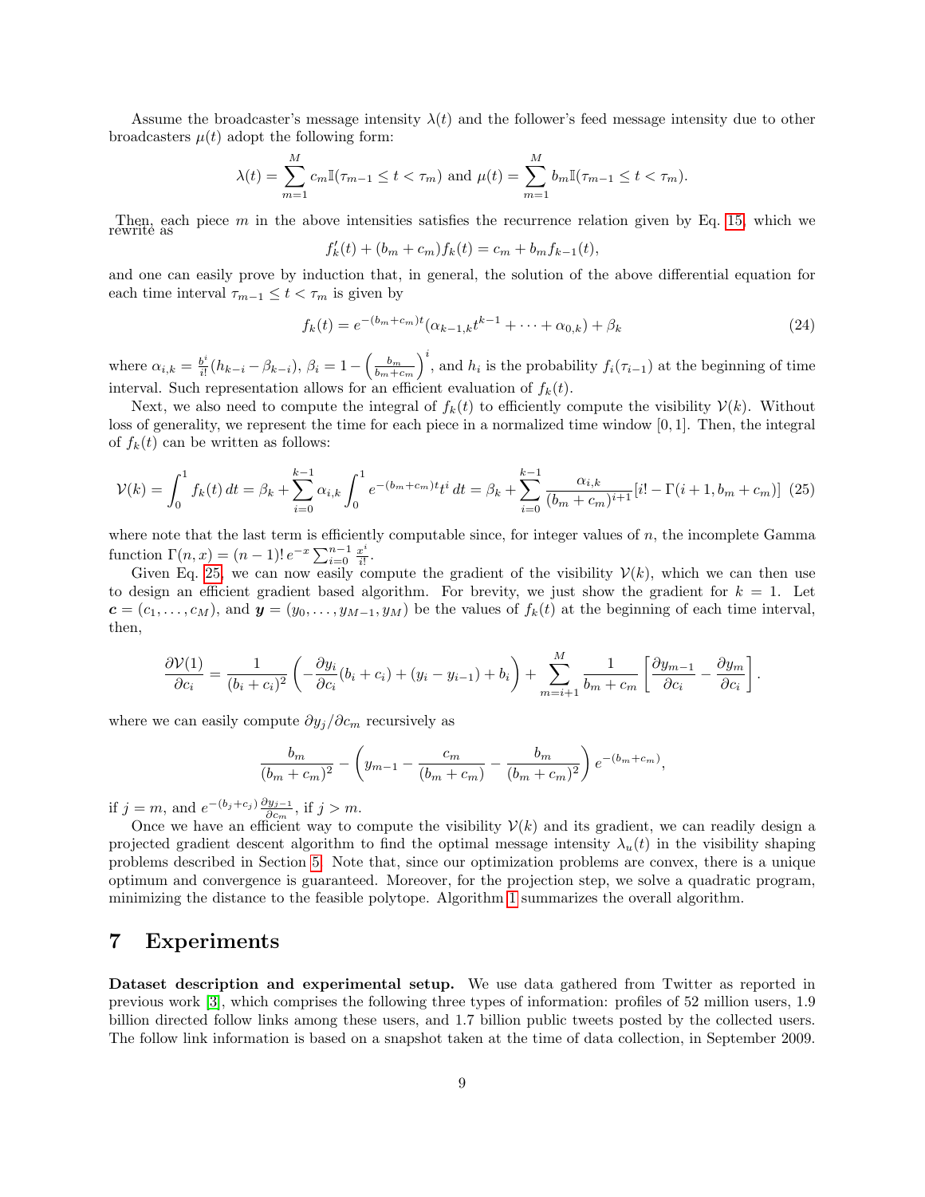Assume the broadcaster's message intensity $\lambda(t)$ and the follower's feed message intensity due to other broadcasters $\mu(t)$ adopt the following form:

$$\lambda(t) = \sum_{m=1}^{M} c_m \mathbb{I}(\tau_{m-1} \leq t < \tau_m) \text{ and } \mu(t) = \sum_{m=1}^{M} b_m \mathbb{I}(\tau_{m-1} \leq t < \tau_m).$$

Then, each piece $m$ in the above intensities satisfies the recurrence relation given by Eq. 15, which we rewrite as

$$f'_k(t) + (b_m + c_m) f_k(t) = c_m + b_m f_{k-1}(t),$$

and one can easily prove by induction that, in general, the solution of the above differential equation for each time interval $\tau_{m-1} \leq t < \tau_m$ is given by

$$f_k(t) = e^{-(b_m+c_m)t}(\alpha_{k-1,k} t^{k-1} + \cdots + \alpha_{0,k}) + \beta_k \tag{24}$$

where $\alpha_{i,k} = \frac{b^i}{i!}(h_{k-i} - \beta_{k-i})$, $\beta_i = 1 - \left(\frac{b_m}{b_m+c_m}\right)^i$, and $h_i$ is the probability $f_i(\tau_{i-1})$ at the beginning of time interval. Such representation allows for an efficient evaluation of $f_k(t)$.

Next, we also need to compute the integral of $f_k(t)$ to efficiently compute the visibility $\mathcal{V}(k)$. Without loss of generality, we represent the time for each piece in a normalized time window $[0, 1]$. Then, the integral of $f_k(t)$ can be written as follows:

$$\mathcal{V}(k) = \int_0^1 f_k(t)\, dt = \beta_k + \sum_{i=0}^{k-1} \alpha_{i,k} \int_0^1 e^{-(b_m+c_m)t} t^i \, dt = \beta_k + \sum_{i=0}^{k-1} \frac{\alpha_{i,k}}{(b_m+c_m)^{i+1}}[i! - \Gamma(i+1, b_m+c_m)] \tag{25}$$

where note that the last term is efficiently computable since, for integer values of $n$, the incomplete Gamma function $\Gamma(n, x) = (n-1)!\, e^{-x} \sum_{i=0}^{n-1} \frac{x^i}{i!}$.

Given Eq. 25, we can now easily compute the gradient of the visibility $\mathcal{V}(k)$, which we can then use to design an efficient gradient based algorithm. For brevity, we just show the gradient for $k = 1$. Let $\boldsymbol{c} = (c_1, \ldots, c_M)$, and $\boldsymbol{y} = (y_0, \ldots, y_{M-1}, y_M)$ be the values of $f_k(t)$ at the beginning of each time interval, then,

$$\frac{\partial \mathcal{V}(1)}{\partial c_i} = \frac{1}{(b_i+c_i)^2}\left(-\frac{\partial y_i}{\partial c_i}(b_i+c_i) + (y_i - y_{i-1}) + b_i\right) + \sum_{m=i+1}^{M} \frac{1}{b_m+c_m}\left[\frac{\partial y_{m-1}}{\partial c_i} - \frac{\partial y_m}{\partial c_i}\right].$$

where we can easily compute $\partial y_j / \partial c_m$ recursively as

$$\frac{b_m}{(b_m+c_m)^2} - \left(y_{m-1} - \frac{c_m}{(b_m+c_m)} - \frac{b_m}{(b_m+c_m)^2}\right) e^{-(b_m+c_m)},$$

if $j = m$, and $e^{-(b_j+c_j)} \frac{\partial y_{j-1}}{\partial c_m}$, if $j > m$.

Once we have an efficient way to compute the visibility $\mathcal{V}(k)$ and its gradient, we can readily design a projected gradient descent algorithm to find the optimal message intensity $\lambda_u(t)$ in the visibility shaping problems described in Section 5. Note that, since our optimization problems are convex, there is a unique optimum and convergence is guaranteed. Moreover, for the projection step, we solve a quadratic program, minimizing the distance to the feasible polytope. Algorithm 1 summarizes the overall algorithm.

# 7 Experiments

**Dataset description and experimental setup.** We use data gathered from Twitter as reported in previous work [3], which comprises the following three types of information: profiles of 52 million users, 1.9 billion directed follow links among these users, and 1.7 billion public tweets posted by the collected users. The follow link information is based on a snapshot taken at the time of data collection, in September 2009.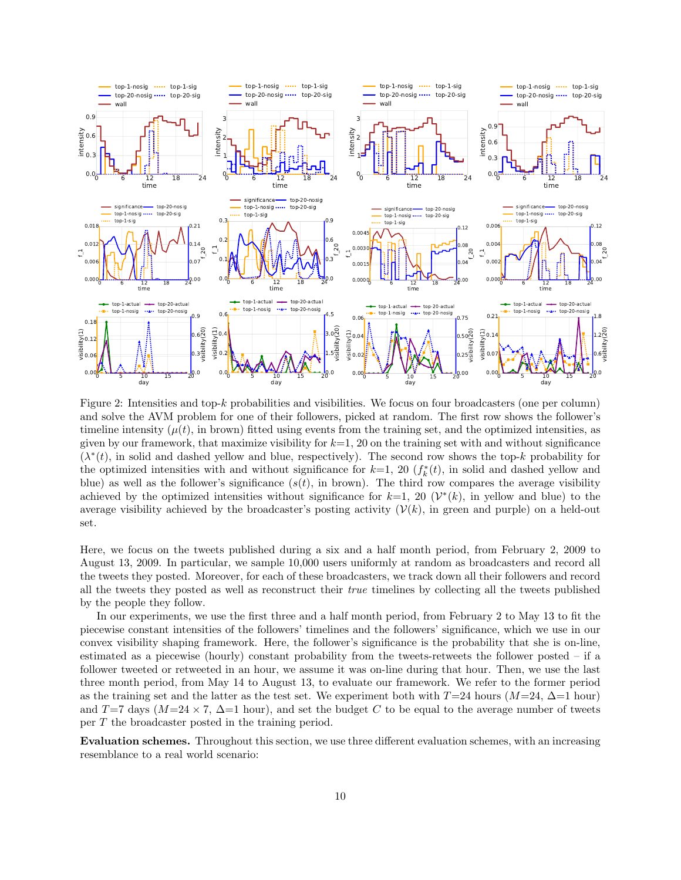Figure 2: Intensities and top-$k$ probabilities and visibilities. We focus on four broadcasters (one per column) and solve the AVM problem for one of their followers, picked at random. The first row shows the follower's timeline intensity ($\mu(t)$, in brown) fitted using events from the training set, and the optimized intensities, as given by our framework, that maximize visibility for $k$=1, 20 on the training set with and without significance ($\lambda^*(t)$, in solid and dashed yellow and blue, respectively). The second row shows the top-$k$ probability for the optimized intensities with and without significance for $k$=1, 20 ($f_k^*(t)$, in solid and dashed yellow and blue) as well as the follower's significance ($s(t)$, in brown). The third row compares the average visibility achieved by the optimized intensities without significance for $k$=1, 20 ($\mathcal{V}^*(k)$, in yellow and blue) to the average visibility achieved by the broadcaster's posting activity ($\mathcal{V}(k)$, in green and purple) on a held-out set.

Here, we focus on the tweets published during a six and a half month period, from February 2, 2009 to August 13, 2009. In particular, we sample 10,000 users uniformly at random as broadcasters and record all the tweets they posted. Moreover, for each of these broadcasters, we track down all their followers and record all the tweets they posted as well as reconstruct their *true* timelines by collecting all the tweets published by the people they follow.

In our experiments, we use the first three and a half month period, from February 2 to May 13 to fit the piecewise constant intensities of the followers' timelines and the followers' significance, which we use in our convex visibility shaping framework. Here, the follower's significance is the probability that she is on-line, estimated as a piecewise (hourly) constant probability from the tweets-retweets the follower posted – if a follower tweeted or retweeted in an hour, we assume it was on-line during that hour. Then, we use the last three month period, from May 14 to August 13, to evaluate our framework. We refer to the former period as the training set and the latter as the test set. We experiment both with $T$=24 hours ($M$=24, $\Delta$=1 hour) and $T$=7 days ($M$=24 × 7, $\Delta$=1 hour), and set the budget $C$ to be equal to the average number of tweets per $T$ the broadcaster posted in the training period.

**Evaluation schemes.** Throughout this section, we use three different evaluation schemes, with an increasing resemblance to a real world scenario: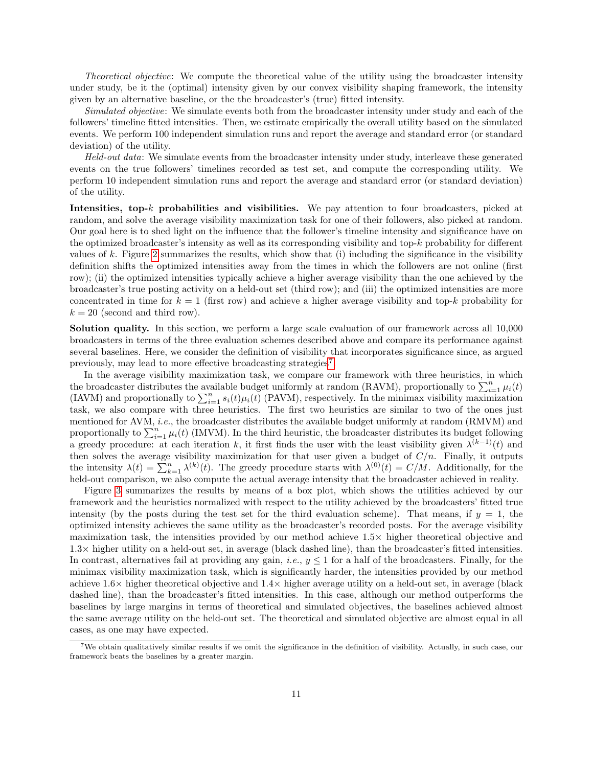*Theoretical objective*: We compute the theoretical value of the utility using the broadcaster intensity under study, be it the (optimal) intensity given by our convex visibility shaping framework, the intensity given by an alternative baseline, or the the broadcaster's (true) fitted intensity.

*Simulated objective*: We simulate events both from the broadcaster intensity under study and each of the followers' timeline fitted intensities. Then, we estimate empirically the overall utility based on the simulated events. We perform 100 independent simulation runs and report the average and standard error (or standard deviation) of the utility.

*Held-out data*: We simulate events from the broadcaster intensity under study, interleave these generated events on the true followers' timelines recorded as test set, and compute the corresponding utility. We perform 10 independent simulation runs and report the average and standard error (or standard deviation) of the utility.

**Intensities, top-$k$ probabilities and visibilities.** We pay attention to four broadcasters, picked at random, and solve the average visibility maximization task for one of their followers, also picked at random. Our goal here is to shed light on the influence that the follower's timeline intensity and significance have on the optimized broadcaster's intensity as well as its corresponding visibility and top-$k$ probability for different values of $k$. Figure 2 summarizes the results, which show that (i) including the significance in the visibility definition shifts the optimized intensities away from the times in which the followers are not online (first row); (ii) the optimized intensities typically achieve a higher average visibility than the one achieved by the broadcaster's true posting activity on a held-out set (third row); and (iii) the optimized intensities are more concentrated in time for $k = 1$ (first row) and achieve a higher average visibility and top-$k$ probability for $k = 20$ (second and third row).

**Solution quality.** In this section, we perform a large scale evaluation of our framework across all 10,000 broadcasters in terms of the three evaluation schemes described above and compare its performance against several baselines. Here, we consider the definition of visibility that incorporates significance since, as argued previously, may lead to more effective broadcasting strategies[7].

In the average visibility maximization task, we compare our framework with three heuristics, in which the broadcaster distributes the available budget uniformly at random (RAVM), proportionally to $\sum_{i=1}^{n} \mu_i(t)$ (IAVM) and proportionally to $\sum_{i=1}^{n} s_i(t)\mu_i(t)$ (PAVM), respectively. In the minimax visibility maximization task, we also compare with three heuristics. The first two heuristics are similar to two of the ones just mentioned for AVM, *i.e.*, the broadcaster distributes the available budget uniformly at random (RMVM) and proportionally to $\sum_{i=1}^{n} \mu_i(t)$ (IMVM). In the third heuristic, the broadcaster distributes its budget following a greedy procedure: at each iteration $k$, it first finds the user with the least visibility given $\lambda^{(k-1)}(t)$ and then solves the average visibility maximization for that user given a budget of $C/n$. Finally, it outputs the intensity $\lambda(t) = \sum_{k=1}^{n} \lambda^{(k)}(t)$. The greedy procedure starts with $\lambda^{(0)}(t) = C/M$. Additionally, for the held-out comparison, we also compute the actual average intensity that the broadcaster achieved in reality.

Figure 3 summarizes the results by means of a box plot, which shows the utilities achieved by our framework and the heuristics normalized with respect to the utility achieved by the broadcasters' fitted true intensity (by the posts during the test set for the third evaluation scheme). That means, if $y = 1$, the optimized intensity achieves the same utility as the broadcaster's recorded posts. For the average visibility maximization task, the intensities provided by our method achieve $1.5\times$ higher theoretical objective and $1.3\times$ higher utility on a held-out set, in average (black dashed line), than the broadcaster's fitted intensities. In contrast, alternatives fail at providing any gain, *i.e.*, $y \leq 1$ for a half of the broadcasters. Finally, for the minimax visibility maximization task, which is significantly harder, the intensities provided by our method achieve $1.6\times$ higher theoretical objective and $1.4\times$ higher average utility on a held-out set, in average (black dashed line), than the broadcaster's fitted intensities. In this case, although our method outperforms the baselines by large margins in terms of theoretical and simulated objectives, the baselines achieved almost the same average utility on the held-out set. The theoretical and simulated objective are almost equal in all cases, as one may have expected.

[7] We obtain qualitatively similar results if we omit the significance in the definition of visibility. Actually, in such case, our framework beats the baselines by a greater margin.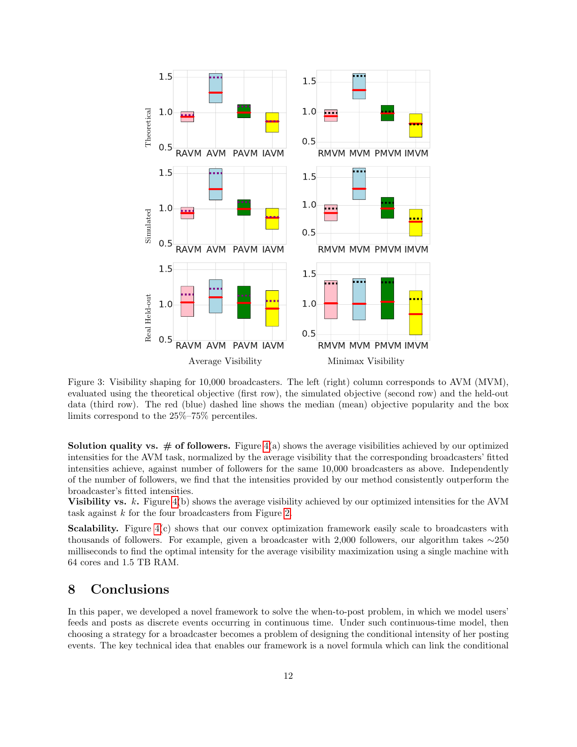Figure 3: Visibility shaping for 10,000 broadcasters. The left (right) column corresponds to AVM (MVM), evaluated using the theoretical objective (first row), the simulated objective (second row) and the held-out data (third row). The red (blue) dashed line shows the median (mean) objective popularity and the box limits correspond to the 25%–75% percentiles.

**Solution quality vs. # of followers.** Figure 4(a) shows the average visibilities achieved by our optimized intensities for the AVM task, normalized by the average visibility that the corresponding broadcasters' fitted intensities achieve, against number of followers for the same 10,000 broadcasters as above. Independently of the number of followers, we find that the intensities provided by our method consistently outperform the broadcaster's fitted intensities.

**Visibility vs. $k$.** Figure 4(b) shows the average visibility achieved by our optimized intensities for the AVM task against $k$ for the four broadcasters from Figure 2.

**Scalability.** Figure 4(c) shows that our convex optimization framework easily scale to broadcasters with thousands of followers. For example, given a broadcaster with 2,000 followers, our algorithm takes ∼250 milliseconds to find the optimal intensity for the average visibility maximization using a single machine with 64 cores and 1.5 TB RAM.

## 8 Conclusions

In this paper, we developed a novel framework to solve the when-to-post problem, in which we model users' feeds and posts as discrete events occurring in continuous time. Under such continuous-time model, then choosing a strategy for a broadcaster becomes a problem of designing the conditional intensity of her posting events. The key technical idea that enables our framework is a novel formula which can link the conditional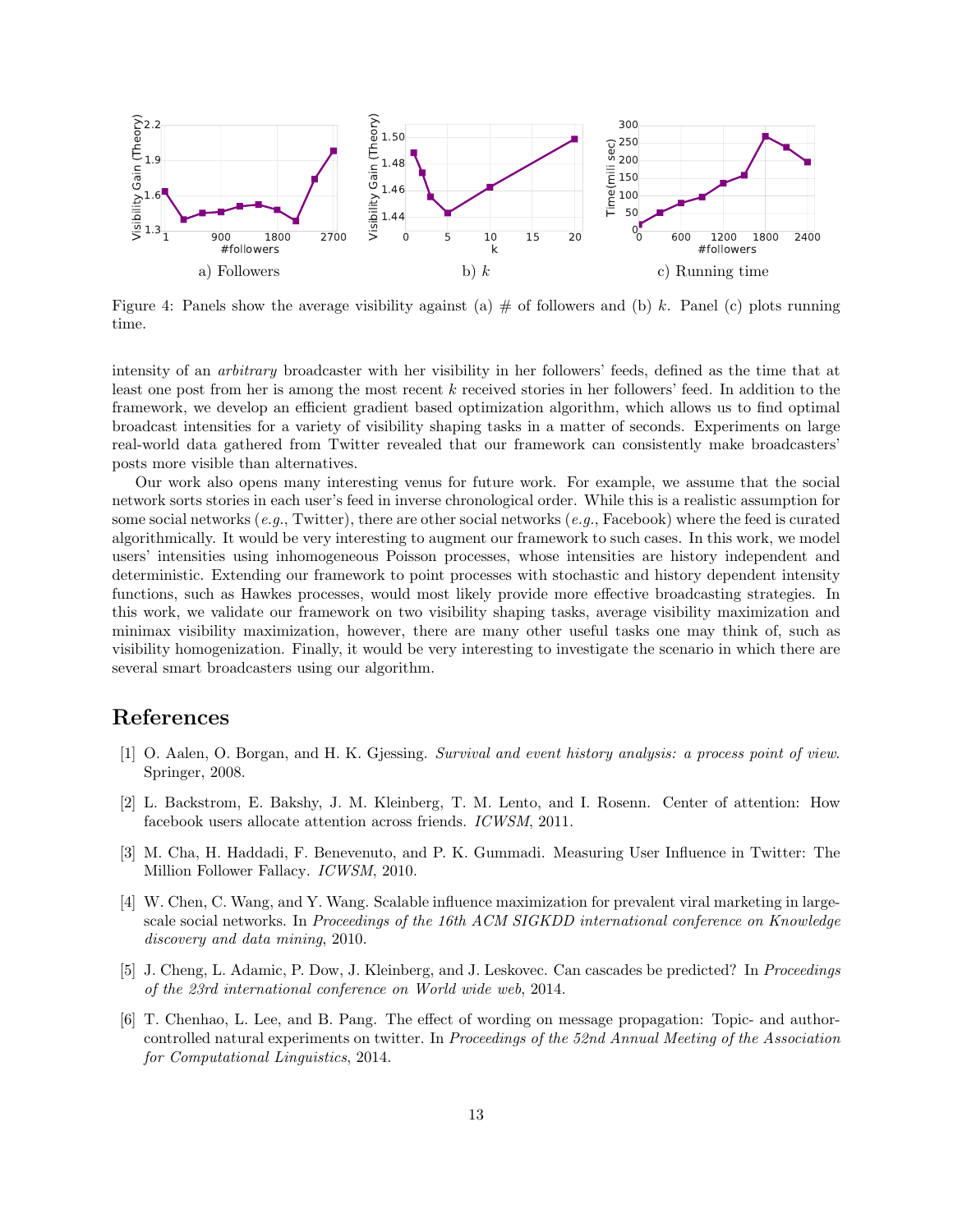a) Followers b) $k$ c) Running time

Figure 4: Panels show the average visibility against (a) # of followers and (b) $k$. Panel (c) plots running time.

intensity of an *arbitrary* broadcaster with her visibility in her followers' feeds, defined as the time that at least one post from her is among the most recent $k$ received stories in her followers' feed. In addition to the framework, we develop an efficient gradient based optimization algorithm, which allows us to find optimal broadcast intensities for a variety of visibility shaping tasks in a matter of seconds. Experiments on large real-world data gathered from Twitter revealed that our framework can consistently make broadcasters' posts more visible than alternatives.

Our work also opens many interesting venus for future work. For example, we assume that the social network sorts stories in each user's feed in inverse chronological order. While this is a realistic assumption for some social networks (*e.g.*, Twitter), there are other social networks (*e.g.*, Facebook) where the feed is curated algorithmically. It would be very interesting to augment our framework to such cases. In this work, we model users' intensities using inhomogeneous Poisson processes, whose intensities are history independent and deterministic. Extending our framework to point processes with stochastic and history dependent intensity functions, such as Hawkes processes, would most likely provide more effective broadcasting strategies. In this work, we validate our framework on two visibility shaping tasks, average visibility maximization and minimax visibility maximization, however, there are many other useful tasks one may think of, such as visibility homogenization. Finally, it would be very interesting to investigate the scenario in which there are several smart broadcasters using our algorithm.

# References

[1] O. Aalen, O. Borgan, and H. K. Gjessing. *Survival and event history analysis: a process point of view*. Springer, 2008.

[2] L. Backstrom, E. Bakshy, J. M. Kleinberg, T. M. Lento, and I. Rosenn. Center of attention: How facebook users allocate attention across friends. *ICWSM*, 2011.

[3] M. Cha, H. Haddadi, F. Benevenuto, and P. K. Gummadi. Measuring User Influence in Twitter: The Million Follower Fallacy. *ICWSM*, 2010.

[4] W. Chen, C. Wang, and Y. Wang. Scalable influence maximization for prevalent viral marketing in large-scale social networks. In *Proceedings of the 16th ACM SIGKDD international conference on Knowledge discovery and data mining*, 2010.

[5] J. Cheng, L. Adamic, P. Dow, J. Kleinberg, and J. Leskovec. Can cascades be predicted? In *Proceedings of the 23rd international conference on World wide web*, 2014.

[6] T. Chenhao, L. Lee, and B. Pang. The effect of wording on message propagation: Topic- and author-controlled natural experiments on twitter. In *Proceedings of the 52nd Annual Meeting of the Association for Computational Linguistics*, 2014.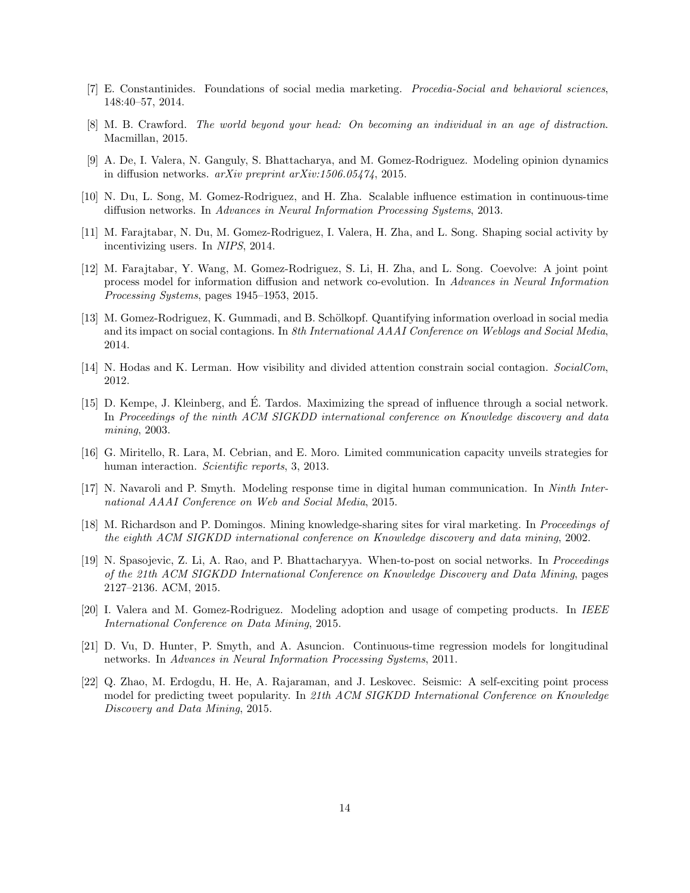[7] E. Constantinides. Foundations of social media marketing. *Procedia-Social and behavioral sciences*, 148:40–57, 2014.

[8] M. B. Crawford. *The world beyond your head: On becoming an individual in an age of distraction*. Macmillan, 2015.

[9] A. De, I. Valera, N. Ganguly, S. Bhattacharya, and M. Gomez-Rodriguez. Modeling opinion dynamics in diffusion networks. *arXiv preprint arXiv:1506.05474*, 2015.

[10] N. Du, L. Song, M. Gomez-Rodriguez, and H. Zha. Scalable influence estimation in continuous-time diffusion networks. In *Advances in Neural Information Processing Systems*, 2013.

[11] M. Farajtabar, N. Du, M. Gomez-Rodriguez, I. Valera, H. Zha, and L. Song. Shaping social activity by incentivizing users. In *NIPS*, 2014.

[12] M. Farajtabar, Y. Wang, M. Gomez-Rodriguez, S. Li, H. Zha, and L. Song. Coevolve: A joint point process model for information diffusion and network co-evolution. In *Advances in Neural Information Processing Systems*, pages 1945–1953, 2015.

[13] M. Gomez-Rodriguez, K. Gummadi, and B. Schölkopf. Quantifying information overload in social media and its impact on social contagions. In *8th International AAAI Conference on Weblogs and Social Media*, 2014.

[14] N. Hodas and K. Lerman. How visibility and divided attention constrain social contagion. *SocialCom*, 2012.

[15] D. Kempe, J. Kleinberg, and É. Tardos. Maximizing the spread of influence through a social network. In *Proceedings of the ninth ACM SIGKDD international conference on Knowledge discovery and data mining*, 2003.

[16] G. Miritello, R. Lara, M. Cebrian, and E. Moro. Limited communication capacity unveils strategies for human interaction. *Scientific reports*, 3, 2013.

[17] N. Navaroli and P. Smyth. Modeling response time in digital human communication. In *Ninth International AAAI Conference on Web and Social Media*, 2015.

[18] M. Richardson and P. Domingos. Mining knowledge-sharing sites for viral marketing. In *Proceedings of the eighth ACM SIGKDD international conference on Knowledge discovery and data mining*, 2002.

[19] N. Spasojevic, Z. Li, A. Rao, and P. Bhattacharyya. When-to-post on social networks. In *Proceedings of the 21th ACM SIGKDD International Conference on Knowledge Discovery and Data Mining*, pages 2127–2136. ACM, 2015.

[20] I. Valera and M. Gomez-Rodriguez. Modeling adoption and usage of competing products. In *IEEE International Conference on Data Mining*, 2015.

[21] D. Vu, D. Hunter, P. Smyth, and A. Asuncion. Continuous-time regression models for longitudinal networks. In *Advances in Neural Information Processing Systems*, 2011.

[22] Q. Zhao, M. Erdogdu, H. He, A. Rajaraman, and J. Leskovec. Seismic: A self-exciting point process model for predicting tweet popularity. In *21th ACM SIGKDD International Conference on Knowledge Discovery and Data Mining*, 2015.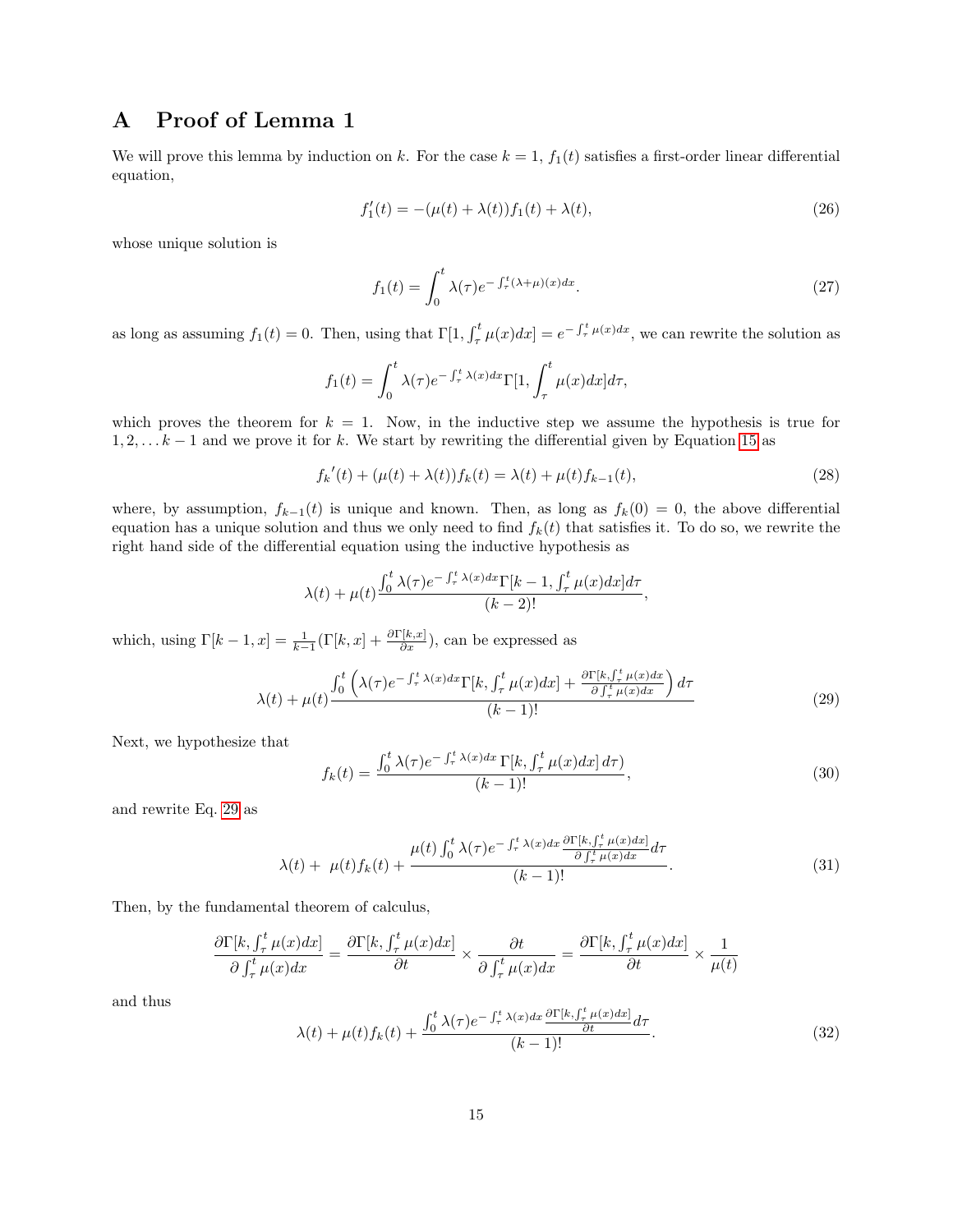# A Proof of Lemma 1

We will prove this lemma by induction on $k$. For the case $k = 1$, $f_1(t)$ satisfies a first-order linear differential equation,

$$f_1'(t) = -(\mu(t) + \lambda(t))f_1(t) + \lambda(t), \tag{26}$$

whose unique solution is

$$f_1(t) = \int_0^t \lambda(\tau)e^{-\int_\tau^t (\lambda+\mu)(x)dx}. \tag{27}$$

as long as assuming $f_1(t) = 0$. Then, using that $\Gamma[1, \int_\tau^t \mu(x)dx] = e^{-\int_\tau^t \mu(x)dx}$, we can rewrite the solution as

$$f_1(t) = \int_0^t \lambda(\tau)e^{-\int_\tau^t \lambda(x)dx}\Gamma[1, \int_\tau^t \mu(x)dx]d\tau,$$

which proves the theorem for $k = 1$. Now, in the inductive step we assume the hypothesis is true for $1, 2, \ldots k-1$ and we prove it for $k$. We start by rewriting the differential given by Equation 15 as

$${f_k}'(t) + (\mu(t) + \lambda(t))f_k(t) = \lambda(t) + \mu(t)f_{k-1}(t), \tag{28}$$

where, by assumption, $f_{k-1}(t)$ is unique and known. Then, as long as $f_k(0) = 0$, the above differential equation has a unique solution and thus we only need to find $f_k(t)$ that satisfies it. To do so, we rewrite the right hand side of the differential equation using the inductive hypothesis as

$$\lambda(t) + \mu(t)\frac{\int_0^t \lambda(\tau)e^{-\int_\tau^t \lambda(x)dx}\Gamma[k-1, \int_\tau^t \mu(x)dx]d\tau}{(k-2)!},$$

which, using $\Gamma[k-1, x] = \frac{1}{k-1}(\Gamma[k, x] + \frac{\partial \Gamma[k,x]}{\partial x})$, can be expressed as

$$\lambda(t) + \mu(t)\frac{\int_0^t \left(\lambda(\tau)e^{-\int_\tau^t \lambda(x)dx}\Gamma[k, \int_\tau^t \mu(x)dx] + \frac{\partial \Gamma[k, \int_\tau^t \mu(x)dx]}{\partial \int_\tau^t \mu(x)dx}\right)d\tau}{(k-1)!} \tag{29}$$

Next, we hypothesize that

$$f_k(t) = \frac{\int_0^t \lambda(\tau)e^{-\int_\tau^t \lambda(x)dx}\,\Gamma[k, \int_\tau^t \mu(x)dx]\,d\tau)}{(k-1)!}, \tag{30}$$

and rewrite Eq. 29 as

$$\lambda(t) + \ \mu(t)f_k(t) + \frac{\mu(t)\int_0^t \lambda(\tau)e^{-\int_\tau^t \lambda(x)dx}\frac{\partial \Gamma[k, \int_\tau^t \mu(x)dx]}{\partial \int_\tau^t \mu(x)dx}d\tau}{(k-1)!}. \tag{31}$$

Then, by the fundamental theorem of calculus,

$$\frac{\partial \Gamma[k, \int_\tau^t \mu(x)dx]}{\partial \int_\tau^t \mu(x)dx} = \frac{\partial \Gamma[k, \int_\tau^t \mu(x)dx]}{\partial t} \times \frac{\partial t}{\partial \int_\tau^t \mu(x)dx} = \frac{\partial \Gamma[k, \int_\tau^t \mu(x)dx]}{\partial t} \times \frac{1}{\mu(t)}$$

and thus

$$\lambda(t) + \mu(t)f_k(t) + \frac{\int_0^t \lambda(\tau)e^{-\int_\tau^t \lambda(x)dx}\frac{\partial \Gamma[k, \int_\tau^t \mu(x)dx]}{\partial t}d\tau}{(k-1)!}. \tag{32}$$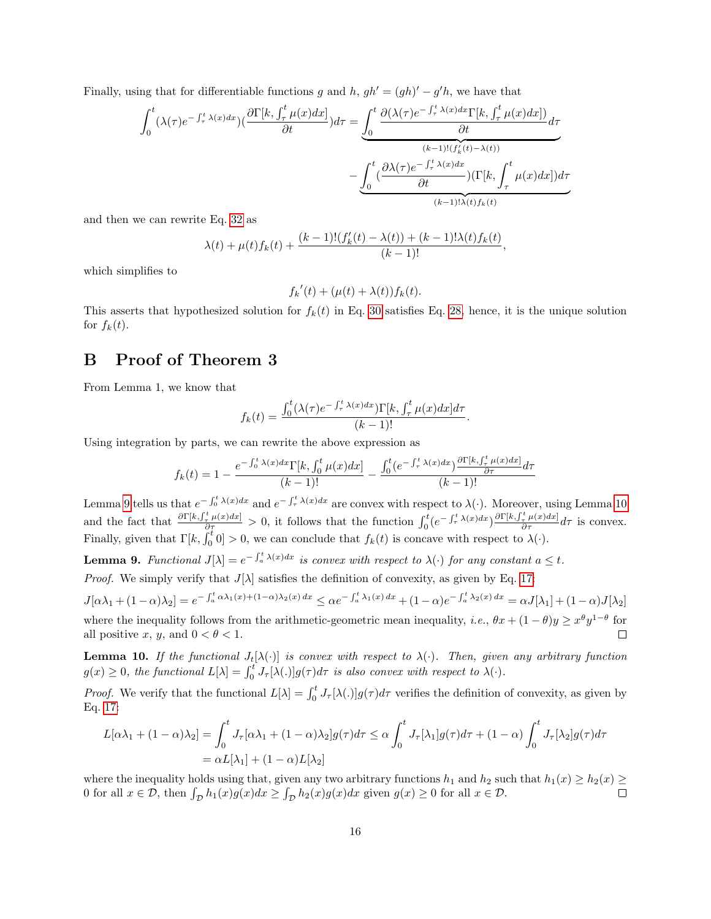Finally, using that for differentiable functions $g$ and $h$, $gh' = (gh)' - g'h$, we have that

$$\int_0^t (\lambda(\tau)e^{-\int_\tau^t \lambda(x)dx})(\frac{\partial \Gamma[k, \int_\tau^t \mu(x)dx]}{\partial t})d\tau = \underbrace{\int_0^t \frac{\partial(\lambda(\tau)e^{-\int_\tau^t \lambda(x)dx}\Gamma[k, \int_\tau^t \mu(x)dx])}{\partial t}d\tau}_{(k-1)!(f_k'(t)-\lambda(t))}$$

$$- \underbrace{\int_0^t (\frac{\partial \lambda(\tau)e^{-\int_\tau^t \lambda(x)dx}}{\partial t})(\Gamma[k, \int_\tau^t \mu(x)dx])d\tau}_{(k-1)!\lambda(t)f_k(t)}$$

and then we can rewrite Eq. 32 as

$$\lambda(t) + \mu(t)f_k(t) + \frac{(k-1)!(f_k'(t) - \lambda(t)) + (k-1)!\lambda(t)f_k(t)}{(k-1)!},$$

which simplifies to

$$f_k{}'(t) + (\mu(t) + \lambda(t))f_k(t).$$

This asserts that hypothesized solution for $f_k(t)$ in Eq. 30 satisfies Eq. 28, hence, it is the unique solution for $f_k(t)$.

# B Proof of Theorem 3

From Lemma 1, we know that

$$f_k(t) = \frac{\int_0^t (\lambda(\tau)e^{-\int_\tau^t \lambda(x)dx})\Gamma[k, \int_\tau^t \mu(x)dx]d\tau}{(k-1)!}.$$

Using integration by parts, we can rewrite the above expression as

$$f_k(t) = 1 - \frac{e^{-\int_0^t \lambda(x)dx}\Gamma[k, \int_0^t \mu(x)dx]}{(k-1)!} - \frac{\int_0^t (e^{-\int_\tau^t \lambda(x)dx})\frac{\partial \Gamma[k, \int_\tau^t \mu(x)dx]}{\partial \tau}d\tau}{(k-1)!}$$

Lemma 9 tells us that $e^{-\int_0^t \lambda(x)dx}$ and $e^{-\int_\tau^t \lambda(x)dx}$ are convex with respect to $\lambda(\cdot)$. Moreover, using Lemma 10 and the fact that $\frac{\partial \Gamma[k, \int_\tau^t \mu(x)dx]}{\partial \tau} > 0$, it follows that the function $\int_0^t (e^{-\int_\tau^t \lambda(x)dx})\frac{\partial \Gamma[k, \int_\tau^t \mu(x)dx]}{\partial \tau}d\tau$ is convex. Finally, given that $\Gamma[k, \int_0^t 0] > 0$, we can conclude that $f_k(t)$ is concave with respect to $\lambda(\cdot)$.

**Lemma 9.** *Functional $J[\lambda] = e^{-\int_a^t \lambda(x)dx}$ is convex with respect to $\lambda(\cdot)$ for any constant $a \leq t$.*

*Proof.* We simply verify that $J[\lambda]$ satisfies the definition of convexity, as given by Eq. 17:

$$J[\alpha\lambda_1 + (1-\alpha)\lambda_2] = e^{-\int_a^t \alpha\lambda_1(x) + (1-\alpha)\lambda_2(x)\,dx} \leq \alpha e^{-\int_a^t \lambda_1(x)\,dx} + (1-\alpha)e^{-\int_a^t \lambda_2(x)\,dx} = \alpha J[\lambda_1] + (1-\alpha)J[\lambda_2]$$

where the inequality follows from the arithmetic-geometric mean inequality, *i.e.*, $\theta x + (1-\theta)y \geq x^\theta y^{1-\theta}$ for all positive $x$, $y$, and $0 < \theta < 1$. □

**Lemma 10.** *If the functional $J_t[\lambda(\cdot)]$ is convex with respect to $\lambda(\cdot)$. Then, given any arbitrary function $g(x) \geq 0$, the functional $L[\lambda] = \int_0^t J_\tau[\lambda(.)]g(\tau)d\tau$ is also convex with respect to $\lambda(\cdot)$.*

*Proof.* We verify that the functional $L[\lambda] = \int_0^t J_\tau[\lambda(.)]g(\tau)d\tau$ verifies the definition of convexity, as given by Eq. 17:

$$L[\alpha\lambda_1 + (1-\alpha)\lambda_2] = \int_0^t J_\tau[\alpha\lambda_1 + (1-\alpha)\lambda_2]g(\tau)d\tau \leq \alpha\int_0^t J_\tau[\lambda_1]g(\tau)d\tau + (1-\alpha)\int_0^t J_\tau[\lambda_2]g(\tau)d\tau$$
$$= \alpha L[\lambda_1] + (1-\alpha)L[\lambda_2]$$

where the inequality holds using that, given any two arbitrary functions $h_1$ and $h_2$ such that $h_1(x) \geq h_2(x) \geq 0$ for all $x \in \mathcal{D}$, then $\int_\mathcal{D} h_1(x)g(x)dx \geq \int_\mathcal{D} h_2(x)g(x)dx$ given $g(x) \geq 0$ for all $x \in \mathcal{D}$. □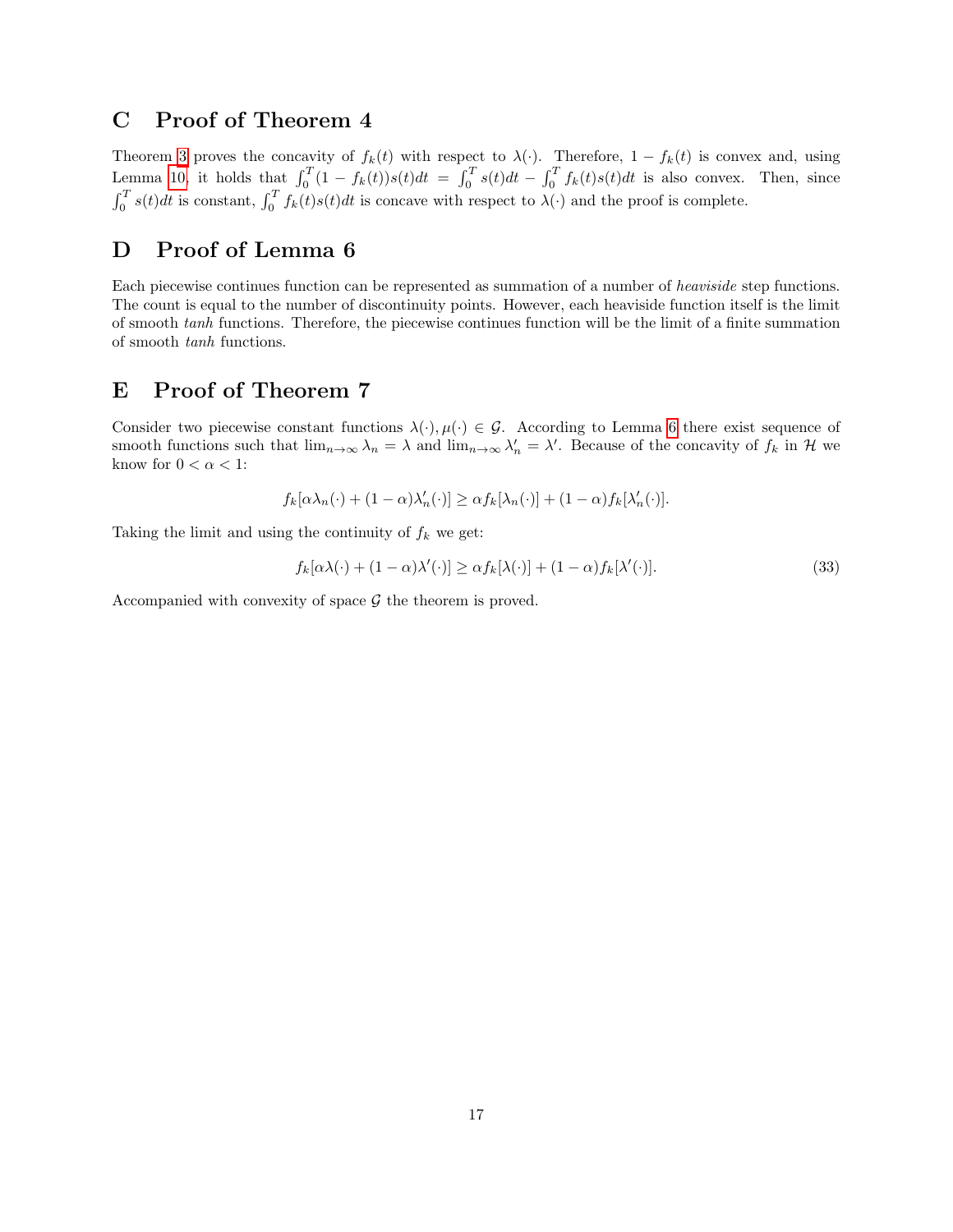## C Proof of Theorem 4

Theorem 3 proves the concavity of $f_k(t)$ with respect to $\lambda(\cdot)$. Therefore, $1 - f_k(t)$ is convex and, using Lemma 10, it holds that $\int_0^T (1 - f_k(t))s(t)dt = \int_0^T s(t)dt - \int_0^T f_k(t)s(t)dt$ is also convex. Then, since $\int_0^T s(t)dt$ is constant, $\int_0^T f_k(t)s(t)dt$ is concave with respect to $\lambda(\cdot)$ and the proof is complete.

## D Proof of Lemma 6

Each piecewise continues function can be represented as summation of a number of *heaviside* step functions. The count is equal to the number of discontinuity points. However, each heaviside function itself is the limit of smooth *tanh* functions. Therefore, the piecewise continues function will be the limit of a finite summation of smooth *tanh* functions.

## E Proof of Theorem 7

Consider two piecewise constant functions $\lambda(\cdot), \mu(\cdot) \in \mathcal{G}$. According to Lemma 6 there exist sequence of smooth functions such that $\lim_{n\to\infty} \lambda_n = \lambda$ and $\lim_{n\to\infty} \lambda'_n = \lambda'$. Because of the concavity of $f_k$ in $\mathcal{H}$ we know for $0 < \alpha < 1$:

$$f_k[\alpha\lambda_n(\cdot) + (1-\alpha)\lambda'_n(\cdot)] \geq \alpha f_k[\lambda_n(\cdot)] + (1-\alpha) f_k[\lambda'_n(\cdot)].$$

Taking the limit and using the continuity of $f_k$ we get:

$$f_k[\alpha\lambda(\cdot) + (1-\alpha)\lambda'(\cdot)] \geq \alpha f_k[\lambda(\cdot)] + (1-\alpha) f_k[\lambda'(\cdot)]. \tag{33}$$

Accompanied with convexity of space $\mathcal{G}$ the theorem is proved.